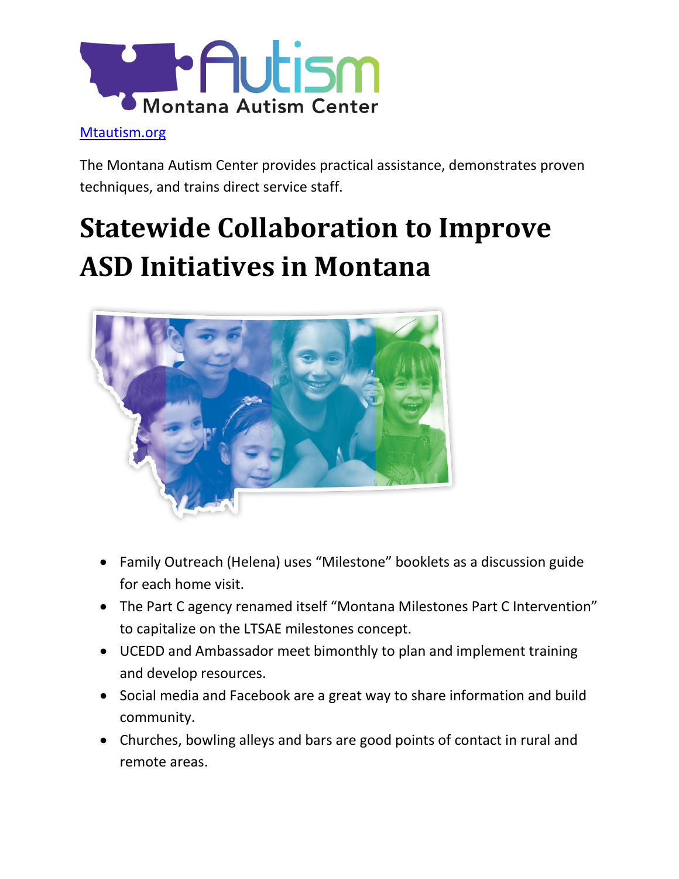Autism
Montana Autism Center

[Mtautism.org](Mtautism.org)

The Montana Autism Center provides practical assistance, demonstrates proven techniques, and trains direct service staff.

# Statewide Collaboration to Improve ASD Initiatives in Montana

- Family Outreach (Helena) uses "Milestone" booklets as a discussion guide for each home visit.
- The Part C agency renamed itself "Montana Milestones Part C Intervention" to capitalize on the LTSAE milestones concept.
- UCEDD and Ambassador meet bimonthly to plan and implement training and develop resources.
- Social media and Facebook are a great way to share information and build community.
- Churches, bowling alleys and bars are good points of contact in rural and remote areas.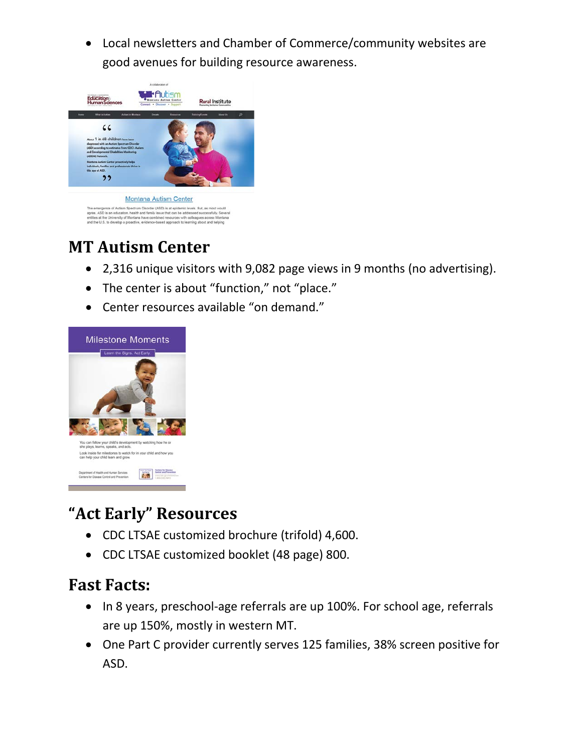- Local newsletters and Chamber of Commerce/community websites are good avenues for building resource awareness.

## MT Autism Center

- 2,316 unique visitors with 9,082 page views in 9 months (no advertising).
- The center is about "function," not "place."
- Center resources available "on demand."

## "Act Early" Resources

- CDC LTSAE customized brochure (trifold) 4,600.
- CDC LTSAE customized booklet (48 page) 800.

## Fast Facts:

- In 8 years, preschool-age referrals are up 100%. For school age, referrals are up 150%, mostly in western MT.
- One Part C provider currently serves 125 families, 38% screen positive for ASD.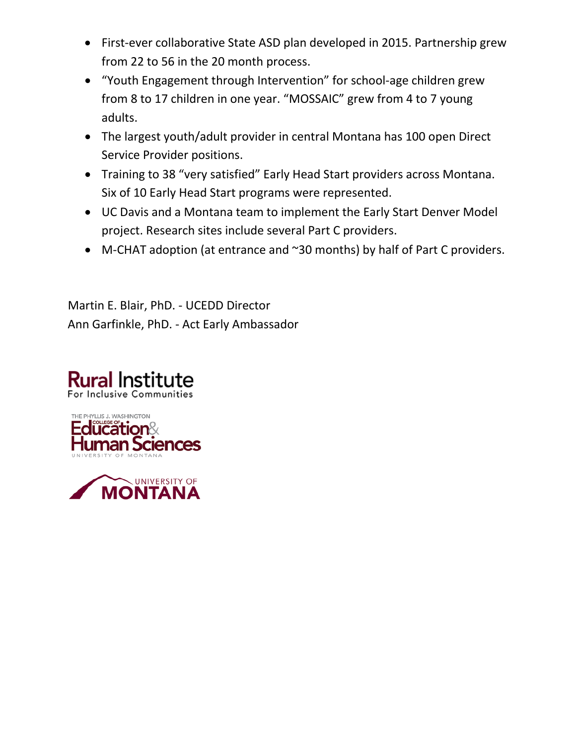- First-ever collaborative State ASD plan developed in 2015. Partnership grew from 22 to 56 in the 20 month process.
- "Youth Engagement through Intervention" for school-age children grew from 8 to 17 children in one year. "MOSSAIC" grew from 4 to 7 young adults.
- The largest youth/adult provider in central Montana has 100 open Direct Service Provider positions.
- Training to 38 "very satisfied" Early Head Start providers across Montana. Six of 10 Early Head Start programs were represented.
- UC Davis and a Montana team to implement the Early Start Denver Model project. Research sites include several Part C providers.
- M-CHAT adoption (at entrance and ~30 months) by half of Part C providers.

Martin E. Blair, PhD. - UCEDD Director
Ann Garfinkle, PhD. - Act Early Ambassador

Rural Institute
For Inclusive Communities

The Phyllis J. Washington College of Education & Human Sciences
University of Montana

University of Montana